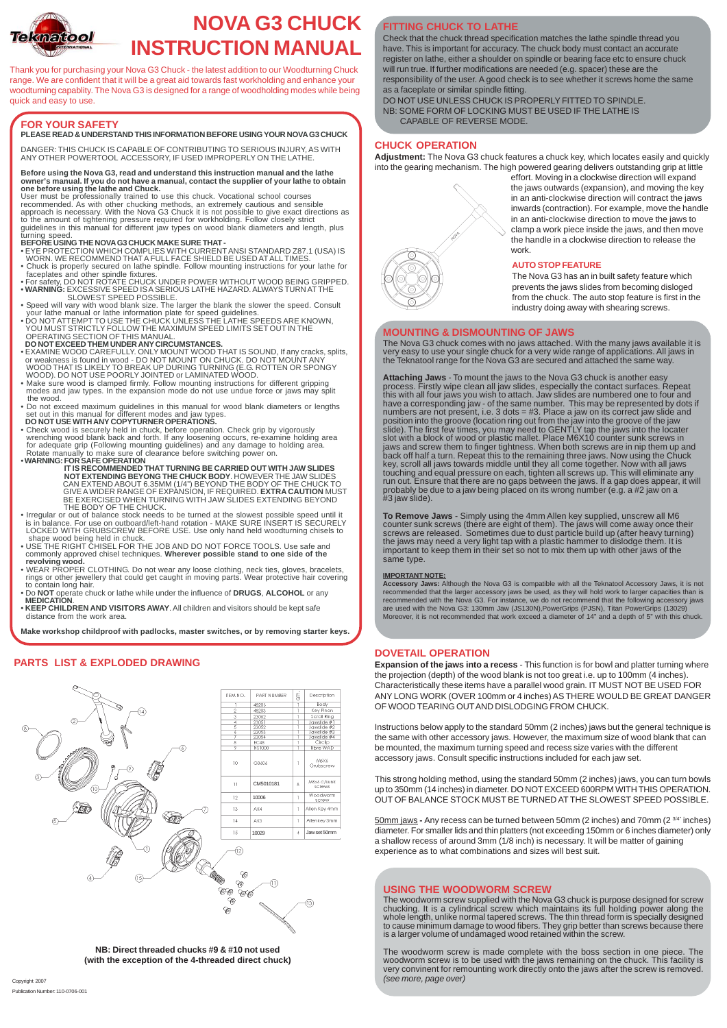# NOVA G3 CHUCK INSTRUCTION MANUAL

Thank you for purchasing your Nova G3 Chuck - the latest addition to our Woodturning Chuck range. We are confident that it will be a great aid towards fast workholding and enhance your woodturning capablity. The Nova G3 is designed for a range of woodholding modes while being quick and easy to use.

## FOR YOUR SAFETY

**PLEASE READ & UNDERSTAND THIS INFORMATION BEFORE USING YOUR NOVA G3 CHUCK**

DANGER: THIS CHUCK IS CAPABLE OF CONTRIBUTING TO SERIOUS INJURY, AS WITH ANY OTHER POWERTOOL ACCESSORY, IF USED IMPROPERLY ON THE LATHE.

**Before using the Nova G3, read and understand this instruction manual and the lathe owner's manual. If you do not have a manual, contact the supplier of your lathe to obtain one before using the lathe and Chuck.**

User must be professionally trained to use this chuck. Vocational school courses recommended. As with other chucking methods, an extremely cautious and sensible approach is necessary. With the Nova G3 Chuck it is not possible to give exact directions as to the amount of tightening pressure required for workholding. Follow closely strict guidelines in this manual for different jaw types on wood blank diameters and length, plus turning speed.

**BEFORE USING THE NOVA G3 CHUCK MAKE SURE THAT -**

- EYE PROTECTION WHICH COMPLIES WITH CURRENT ANSI STANDARD Z87.1 (USA) IS WORN. WE RECOMMEND THAT A FULL FACE SHIELD BE USED AT ALL TIMES.
- Chuck is properly secured on lathe spindle. Follow mounting instructions for your lathe for faceplates and other spindle fixtures.
- For safety, DO NOT ROTATE CHUCK UNDER POWER WITHOUT WOOD BEING GRIPPED.
- **WARNING:** EXCESSIVE SPEED IS A SERIOUS LATHE HAZARD. ALWAYS TURN AT THE SLOWEST SPEED POSSIBLE.
- Speed will vary with wood blank size. The larger the blank the slower the speed. Consult your lathe manual or lathe information plate for speed guidelines.
- DO NOT ATTEMPT TO USE THE CHUCK UNLESS THE LATHE SPEEDS ARE KNOWN, YOU MUST STRICTLY FOLLOW THE MAXIMUM SPEED LIMITS SET OUT IN THE OPERATING SECTION OF THIS MANUAL.
  **DO NOT EXCEED THEM UNDER ANY CIRCUMSTANCES.**
- EXAMINE WOOD CAREFULLY. ONLY MOUNT WOOD THAT IS SOUND, If any cracks, splits, or weakness is found in wood - DO NOT MOUNT ON CHUCK. DO NOT MOUNT ANY WOOD THAT IS LIKELY TO BREAK UP DURING TURNING (E.G. ROTTEN OR SPONGY WOOD). DO NOT USE POORLY JOINTED or LAMINATED WOOD.
- Make sure wood is clamped firmly. Follow mounting instructions for different gripping modes and jaw types. In the expansion mode do not use undue force or jaws may split the wood.
- Do not exceed maximum guidelines in this manual for wood blank diameters or lengths set out in this manual for different modes and jaw types.
  **DO NOT USE WITH ANY COPYTURNER OPERATIONS.**
- Check wood is securely held in chuck, before operation. Check grip by vigorously wrenching wood blank back and forth. If any loosening occurs, re-examine holding area for adequate grip (Following mounting guidelines) and any damage to holding area. Rotate manually to make sure of clearance before switching power on.
- **WARNING: FOR SAFE OPERATION**
  **IT IS RECOMMENDED THAT TURNING BE CARRIED OUT WITH JAW SLIDES NOT EXTENDING BEYONG THE CHUCK BODY**. HOWEVER THE JAW SLIDES CAN EXTEND ABOUT 6.35MM (1/4") BEYOND THE BODY OF THE CHUCK TO GIVE A WIDER RANGE OF EXPANSION, IF REQUIRED. **EXTRA CAUTION** MUST BE EXERCISED WHEN TURNING WITH JAW SLIDES EXTENDING BEYOND THE BODY OF THE CHUCK.
- Irregular or out of balance stock needs to be turned at the slowest possible speed until it is in balance. For use on outboard/left-hand rotation - MAKE SURE INSERT IS SECURELY LOCKED WITH GRUBSCREW BEFORE USE. Use only hand held woodturning chisels to shape wood being held in chuck.
- USE THE RIGHT CHISEL FOR THE JOB AND DO NOT FORCE TOOLS. Use safe and commonly approved chisel techniques. **Wherever possible stand to one side of the revolving wood.**
- WEAR PROPER CLOTHING. Do not wear any loose clothing, neck ties, gloves, bracelets, rings or other jewellery that could get caught in moving parts. Wear protective hair covering to contain long hair.
- Do **NOT** operate chuck or lathe while under the influence of **DRUGS**, **ALCOHOL** or any **MEDICATION**.
- **KEEP CHILDREN AND VISITORS AWAY**. All children and visitors should be kept safe distance from the work area.

**Make workshop childproof with padlocks, master switches, or by removing starter keys.**

## PARTS LIST & EXPLODED DRAWING

| ITEM NO. | PART NUMBER | QTY | Description |
|---|---|---|---|
| 1 | 48206 | 1 | Body |
| 2 | 48203 | 1 | Key Pinion |
| 3 | 23082 | 1 | Scroll Ring |
| 4 | 23051 | 1 | Jawslide #1 |
| 5 | 23052 | 1 | Jawslide #2 |
| 6 | 23053 | 1 | Jawslide #3 |
| 7 | 23054 | 1 | Jawslide #4 |
| 8 | EC48 | 1 | Circlip |
| 9 | NS1000 | 1 | Fibre WAD |
| 10 | C0606 | 1 | M6X6 Grubscrew |
| 11 | CM5010181 | 8 | M6X6 C/Sunk screws |
| 12 | 10006 | 1 | Woodworm screw |
| 13 | A14 | 1 | Allen Key 4mm |
| 14 | A13 | 1 | Allen key 3mm |
| 15 | 10029 | 4 | Jaw set 50mm |

**NB: Direct threaded chucks #9 & #10 not used (with the exception of the 4-threaded direct chuck)**

Copyright 2007

Publication Number: 110-0706-001

## FITTING CHUCK TO LATHE

Check that the chuck thread specification matches the lathe spindle thread you have. This is important for accuracy. The chuck body must contact an accurate register on lathe, either a shoulder on spindle or bearing face etc to ensure chuck will run true. If further modifications are needed (e.g. spacer) these are the responsibility of the user. A good check is to see whether it screws home the same as a faceplate or similar spindle fitting.

DO NOT USE UNLESS CHUCK IS PROPERLY FITTED TO SPINDLE.

NB: SOME FORM OF LOCKING MUST BE USED IF THE LATHE IS CAPABLE OF REVERSE MODE.

## CHUCK OPERATION

**Adjustment:** The Nova G3 chuck features a chuck key, which locates easily and quickly into the gearing mechanism. The high powered gearing delivers outstanding grip at little effort. Moving in a clockwise direction will expand the jaws outwards (expansion), and moving the key in an anti-clockwise direction will contract the jaws inwards (contraction). For example, move the handle in an anti-clockwise direction to move the jaws to clamp a work piece inside the jaws, and then move the handle in a clockwise direction to release the work.

### AUTO STOP FEATURE

The Nova G3 has an in built safety feature which prevents the jaws slides from becoming disloged from the chuck. The auto stop feature is first in the industry doing away with shearing screws.

## MOUNTING & DISMOUNTING OF JAWS

The Nova G3 chuck comes with no jaws attached. With the many jaws available it is very easy to use your single chuck for a very wide range of applications. All jaws in the Teknatool range for the Nova G3 are secured and attached the same way.

**Attaching Jaws** - To mount the jaws to the Nova G3 chuck is another easy process. Firstly wipe clean all jaw slides, especially the contact surfaces. Repeat this with all four jaws you wish to attach. Jaw slides are numbered one to four and have a corresponding jaw - of the same number. This may be represented by dots if numbers are not present, i.e. 3 dots = #3. Place a jaw on its correct jaw slide and position into the groove (location ring out from the jaw into the groove of the jaw slide). The first few times, you may need to GENTLY tap the jaws into the locater slot with a block of wood or plastic mallet. Place M6X10 counter sunk screws in jaws and screw them to finger tightness. When both screws are in nip them up and back off half a turn. Repeat this to the remaining three jaws. Now using the Chuck key, scroll all jaws towards middle until they all come together. Now with all jaws touching and equal pressure on each, tighten all screws up. This will eliminate any run out. Ensure that there are no gaps between the jaws. If a gap does appear, it will probably be due to a jaw being placed on its wrong number (e.g. a #2 jaw on a #3 jaw slide).

**To Remove Jaws** - Simply using the 4mm Allen key supplied, unscrew all M6 counter sunk screws (there are eight of them). The jaws will come away once their screws are released. Sometimes due to dust particle build up (after heavy turning) the jaws may need a very light tap with a plastic hammer to dislodge them. It is important to keep them in their set so not to mix them up with other jaws of the same type.

**IMPORTANT NOTE:**

**Accessory Jaws:** Although the Nova G3 is compatible with all the Teknatool Accessory Jaws, it is not recommended that the larger accessory jaws be used, as they will hold work to larger capacities than is recommended with the Nova G3. For instance, we do not recommend that the following accessory jaws are used with the Nova G3: 130mm Jaw (JS130N),PowerGrips (PJSN), Titan PowerGrips (13029) Moreover, it is not recommended that work exceed a diameter of 14" and a depth of 5" with this chuck.

## DOVETAIL OPERATION

**Expansion of the jaws into a recess** - This function is for bowl and platter turning where the projection (depth) of the wood blank is not too great i.e. up to 100mm (4 inches). Characteristically these items have a parallel wood grain. IT MUST NOT BE USED FOR ANY LONG WORK (OVER 100mm or 4 inches) AS THERE WOULD BE GREAT DANGER OF WOOD TEARING OUT AND DISLODGING FROM CHUCK.

Instructions below apply to the standard 50mm (2 inches) jaws but the general technique is the same with other accessory jaws. However, the maximum size of wood blank that can be mounted, the maximum turning speed and recess size varies with the different accessory jaws. Consult specific instructions included for each jaw set.

This strong holding method, using the standard 50mm (2 inches) jaws, you can turn bowls up to 350mm (14 inches) in diameter. DO NOT EXCEED 600RPM WITH THIS OPERATION. OUT OF BALANCE STOCK MUST BE TURNED AT THE SLOWEST SPEED POSSIBLE.

50mm jaws - Any recess can be turned between 50mm and 70mm (2 3/4" inches) diameter. For smaller lids and thin platters (not exceeding 150mm or 6 inches diameter) only a shallow recess of around 3mm (1/8 inch) is necessary. It will be matter of gaining experience as to what combinations and sizes will best suit.

## USING THE WOODWORM SCREW

The woodworm screw supplied with the Nova G3 chuck is purpose designed for screw chucking. It is a cylindrical screw which maintains its full holding power along the whole length, unlike normal tapered screws. The thin thread form is specially designed to cause minimum damage to wood fibers. They grip better than screws because there is a larger volume of undamaged wood retained within the screw.

The woodworm screw is made complete with the boss section in one piece. The woodworm screw is to be used with the jaws remaining on the chuck. This facility is very convinent for remounting work directly onto the jaws after the screw is removed. *(see more, page over)*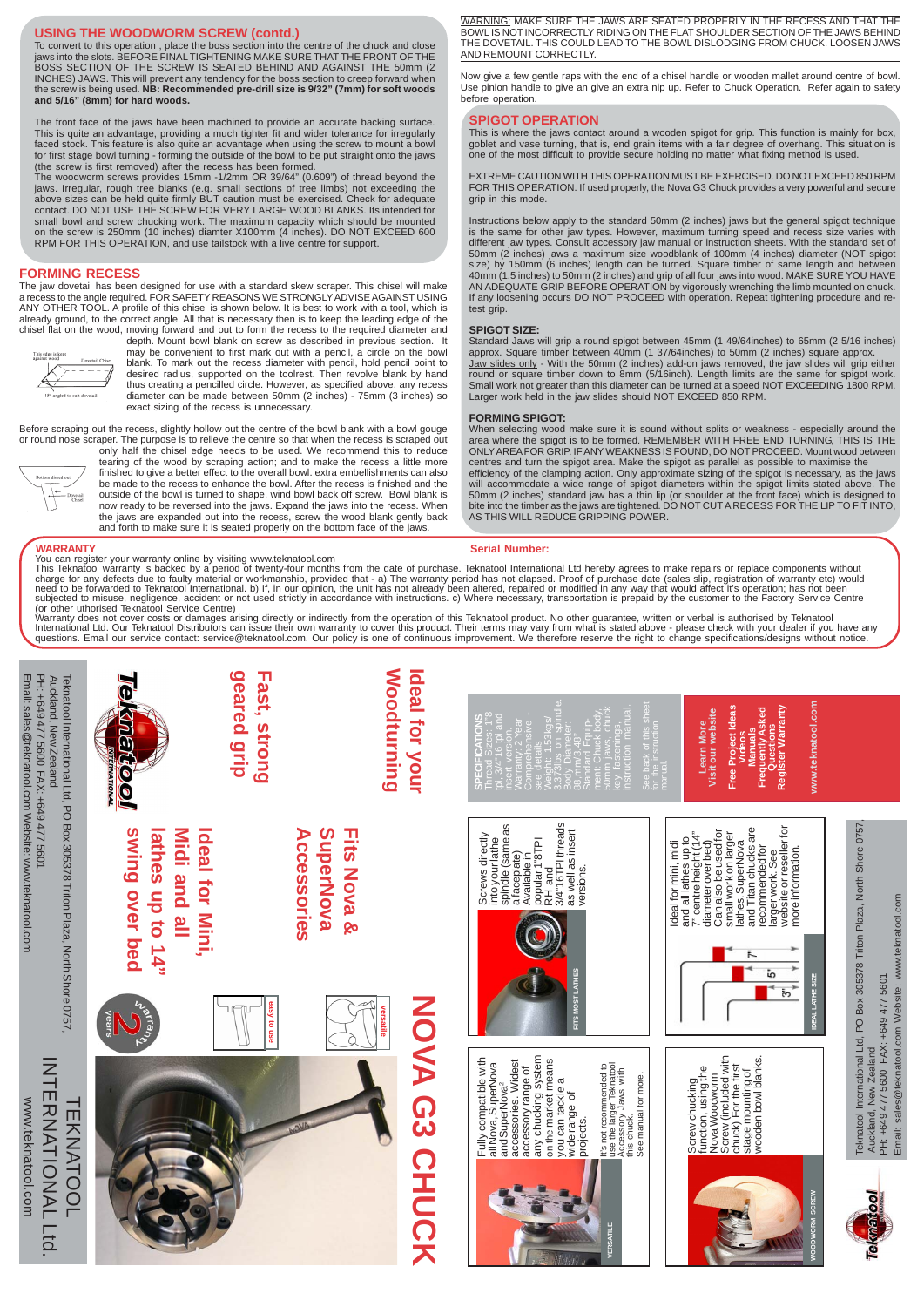## USING THE WOODWORM SCREW (contd.)

To convert to this operation , place the boss section into the centre of the chuck and close jaws into the slots. BEFORE FINAL TIGHTENING MAKE SURE THAT THE FRONT OF THE BOSS SECTION OF THE SCREW IS SEATED BEHIND AND AGAINST THE 50mm (2 INCHES) JAWS. This will prevent any tendency for the boss section to creep forward when the screw is being used. **NB: Recommended pre-drill size is 9/32" (7mm) for soft woods and 5/16" (8mm) for hard woods.**

The front face of the jaws have been machined to provide an accurate backing surface. This is quite an advantage, providing a much tighter fit and wider tolerance for irregularly faced stock. This feature is also quite an advantage when using the screw to mount a bowl for first stage bowl turning - forming the outside of the bowl to be put straight onto the jaws (the screw is first removed) after the recess has been formed.

The woodworm screws provides 15mm -1/2mm OR 39/64" (0.609") of thread beyond the jaws. Irregular, rough tree blanks (e.g. small sections of tree limbs) not exceeding the above sizes can be held quite firmly BUT caution must be exercised. Check for adequate contact. DO NOT USE THE SCREW FOR VERY LARGE WOOD BLANKS. Its intended for small bowl and screw chucking work. The maximum capacity which should be mounted on the screw is 250mm (10 inches) diamter X100mm (4 inches). DO NOT EXCEED 600 RPM FOR THIS OPERATION, and use tailstock with a live centre for support.

## FORMING RECESS

The jaw dovetail has been designed for use with a standard skew scraper. This chisel will make a recess to the angle required. FOR SAFETY REASONS WE STRONGLY ADVISE AGAINST USING ANY OTHER TOOL. A profile of this chisel is shown below. It is best to work with a tool, which is already ground, to the correct angle. All that is necessary then is to keep the leading edge of the chisel flat on the wood, moving forward and out to form the recess to the required diameter and depth. Mount bowl blank on screw as described in previous section. It may be convenient to first mark out with a pencil, a circle on the bowl blank. To mark out the recess diameter with pencil, hold pencil point to desired radius, supported on the toolrest. Then revolve blank by hand thus creating a pencilled circle. However, as specified above, any recess diameter can be made between 50mm (2 inches) - 75mm (3 inches) so exact sizing of the recess is unnecessary.

This edge is kept against wood

Dovetail Chisel

15° angled to suit dovetail

Before scraping out the recess, slightly hollow out the centre of the bowl blank with a bowl gouge or round nose scraper. The purpose is to relieve the centre so that when the recess is scraped out only half the chisel edge needs to be used. We recommend this to reduce tearing of the wood by scraping action; and to make the recess a little more finished to give a better effect to the overall bowl. extra embellishments can also be made to the recess to enhance the bowl. After the recess is finished and the outside of the bowl is turned to shape, wind bowl back off screw. Bowl blank is now ready to be reversed into the jaws. Expand the jaws into the recess. When the jaws are expanded out into the recess, screw the wood blank gently back and forth to make sure it is seated properly on the bottom face of the jaws.

Bottom dished out

Dovetail Chisel

WARNING: MAKE SURE THE JAWS ARE SEATED PROPERLY IN THE RECESS AND THAT THE BOWL IS NOT INCORRECTLY RIDING ON THE FLAT SHOULDER SECTION OF THE JAWS BEHIND THE DOVETAIL. THIS COULD LEAD TO THE BOWL DISLODGING FROM CHUCK. LOOSEN JAWS AND REMOUNT CORRECTLY.

Now give a few gentle raps with the end of a chisel handle or wooden mallet around centre of bowl. Use pinion handle to give an give an extra nip up. Refer to Chuck Operation. Refer again to safety before operation.

## SPIGOT OPERATION

This is where the jaws contact around a wooden spigot for grip. This function is mainly for box, goblet and vase turning, that is, end grain items with a fair degree of overhang. This situation is one of the most difficult to provide secure holding no matter what fixing method is used.

EXTREME CAUTION WITH THIS OPERATION MUST BE EXERCISED. DO NOT EXCEED 850 RPM FOR THIS OPERATION. If used properly, the Nova G3 Chuck provides a very powerful and secure grip in this mode.

Instructions below apply to the standard 50mm (2 inches) jaws but the general spigot technique is the same for other jaw types. However, maximum turning speed and recess size varies with different jaw types. Consult accessory jaw manual or instruction sheets. With the standard set of 50mm (2 inches) jaws a maximum size woodblank of 100mm (4 inches) diameter (NOT spigot size) by 150mm (6 inches) length can be turned. Square timber of same length and between 40mm (1.5 inches) to 50mm (2 inches) and grip of all four jaws into wood. MAKE SURE YOU HAVE AN ADEQUATE GRIP BEFORE OPERATION by vigorously wrenching the limb mounted on chuck. If any loosening occurs DO NOT PROCEED with operation. Repeat tightening procedure and re-test grip.

### SPIGOT SIZE:

Standard Jaws will grip a round spigot between 45mm (1 49/64inches) to 65mm (2 5/16 inches) approx. Square timber between 40mm (1 37/64inches) to 50mm (2 inches) square approx.

Jaw slides only - With the 50mm (2 inches) add-on jaws removed, the jaw slides will grip either round or square timber down to 8mm (5/16inch). Length limits are the same for spigot work. Small work not greater than this diameter can be turned at a speed NOT EXCEEDING 1800 RPM. Larger work held in the jaw slides should NOT EXCEED 850 RPM.

### FORMING SPIGOT:

When selecting wood make sure it is sound without splits or weakness - especially around the area where the spigot is to be formed. REMEMBER WITH FREE END TURNING, THIS IS THE ONLY AREA FOR GRIP. IF ANY WEAKNESS IS FOUND, DO NOT PROCEED. Mount wood between centres and turn the spigot area. Make the spigot as parallel as possible to maximise the efficiency of the clamping action. Only approximate sizing of the spigot is necessary, as the jaws will accommodate a wide range of spigot diameters within the spigot limits stated above. The 50mm (2 inches) standard jaw has a thin lip (or shoulder at the front face) which is designed to bite into the timber as the jaws are tightened. DO NOT CUT A RECESS FOR THE LIP TO FIT INTO, AS THIS WILL REDUCE GRIPPING POWER.

## WARRANTY

**Serial Number:**

You can register your warranty online by visiting www.teknatool.com

This Teknatool warranty is backed by a period of twenty-four months from the date of purchase. Teknatool International Ltd hereby agrees to make repairs or replace components without charge for any defects due to faulty material or workmanship, provided that - a) The warranty period has not elapsed. Proof of purchase date (sales slip, registration of warranty etc) would need to be forwarded to Teknatool International. b) If, in our opinion, the unit has not already been altered, repaired or modified in any way that would affect it's operation; has not been subjected to misuse, negligence, accident or not used strictly in accordance with instructions. c) Where necessary, transportation is prepaid by the customer to the Factory Service Centre (or other uthorised Teknatool Service Centre)

Warranty does not cover costs or damages arising directly or indirectly from the operation of this Teknatool product. No other guarantee, written or verbal is authorised by Teknatool International Ltd. Our Teknatool Distributors can issue their own warranty to cover this product. Their terms may vary from what is stated above - please check with your dealer if you have any questions. Email our service contact: service@teknatool.com. Our policy is one of continuous improvement. We therefore reserve the right to change specifications/designs without notice.

# NOVA G3 CHUCK

**Ideal for your Woodturning**

**Fits Nova & SuperNova Accessories**

**Fast, strong geared grip**

**Ideal for Mini, Midi and all lathes up to 14" swing over bed**

versatile

easy to use

2 years warranty

Teknatool International Ltd, PO Box 305378 Triton Plaza, North Shore 0757, Auckland, New Zealand
PH: +649 477 5600 FAX: +649 477 5601
Email: sales@teknatool.com Website: www.teknatool.com

TEKNATOOL INTERNATIONAL Ltd.
www.teknatool.com

**SPECIFICATIONS**
Thread Sizes: 1"8 tpi, 3/4"16 tpi and insert version.
Warranty: 2 Year Comprehensive - see details
Weight: 1.53kgs/ 3.37lbs on spindle.
Body Diameter: 88 mm/3.48"
Standard Equipment: Chuck body, 50mm jaws, chuck key, fastenings, instruction manual.

See back of this sheet for the instruction manual.

**Learn More**
Visit our website

**Free Project Ideas**
**Videos**
**Manuals**
**Frequently Asked Questions**
**Register Warranty**

www.teknatool.com

FITS MOST LATHES

Screws directly into your lathe spindle (same as a faceplate) Available in popular 1"8TPI RH and 3/4"16TPI threads as well as insert versions.

IDEAL LATHE SIZE

7"
5"
3"

Ideal for mini, midi and all lathes up to 7" centre height (14" diameter over bed). Can also be used for small work on larger lathes. SuperNova and Titan chucks are recommended for larger work. See website or reseller for more information.

VERSATILE

Fully compatible with all Nova, SuperNova and SuperNova² accessories. Widest accessory range of any chucking system on the market means you can tackle a wide range of projects.

It's not recommended to use the larger Teknatool Accessory Jaws with this chuck. See manual for more.

WOODWORM SCREW

Screw chucking function, using the Nova Woodworm Screw (included with chuck) For the first stage mounting of wooden bowl blanks.

Teknatool International Ltd, PO Box 305378 Triton Plaza, North Shore 0757, Auckland, New Zealand
PH: +649 477 5600 FAX: +649 477 5601
Email: sales@teknatool.com Website: www.teknatool.com